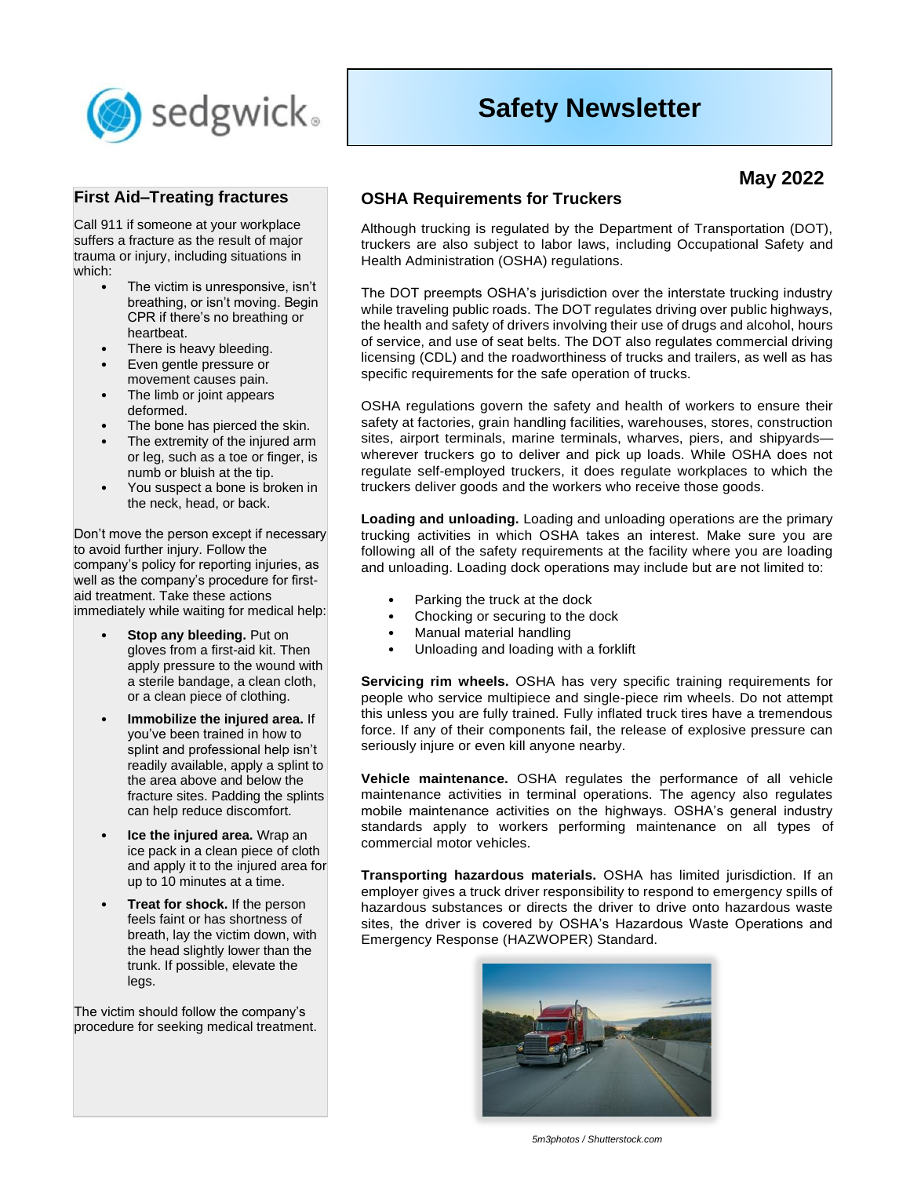# Safety Newsletter

**May 2022**

## First Aid–Treating fractures

Call 911 if someone at your workplace suffers a fracture as the result of major trauma or injury, including situations in which:

- The victim is unresponsive, isn't breathing, or isn't moving. Begin CPR if there's no breathing or heartbeat.
- There is heavy bleeding.
- Even gentle pressure or movement causes pain.
- The limb or joint appears deformed.
- The bone has pierced the skin.
- The extremity of the injured arm or leg, such as a toe or finger, is numb or bluish at the tip.
- You suspect a bone is broken in the neck, head, or back.

Don't move the person except if necessary to avoid further injury. Follow the company's policy for reporting injuries, as well as the company's procedure for first-aid treatment. Take these actions immediately while waiting for medical help:

- **Stop any bleeding.** Put on gloves from a first-aid kit. Then apply pressure to the wound with a sterile bandage, a clean cloth, or a clean piece of clothing.
- **Immobilize the injured area.** If you've been trained in how to splint and professional help isn't readily available, apply a splint to the area above and below the fracture sites. Padding the splints can help reduce discomfort.
- **Ice the injured area.** Wrap an ice pack in a clean piece of cloth and apply it to the injured area for up to 10 minutes at a time.
- **Treat for shock.** If the person feels faint or has shortness of breath, lay the victim down, with the head slightly lower than the trunk. If possible, elevate the legs.

The victim should follow the company's procedure for seeking medical treatment.

## OSHA Requirements for Truckers

Although trucking is regulated by the Department of Transportation (DOT), truckers are also subject to labor laws, including Occupational Safety and Health Administration (OSHA) regulations.

The DOT preempts OSHA's jurisdiction over the interstate trucking industry while traveling public roads. The DOT regulates driving over public highways, the health and safety of drivers involving their use of drugs and alcohol, hours of service, and use of seat belts. The DOT also regulates commercial driving licensing (CDL) and the roadworthiness of trucks and trailers, as well as has specific requirements for the safe operation of trucks.

OSHA regulations govern the safety and health of workers to ensure their safety at factories, grain handling facilities, warehouses, stores, construction sites, airport terminals, marine terminals, wharves, piers, and shipyards—wherever truckers go to deliver and pick up loads. While OSHA does not regulate self-employed truckers, it does regulate workplaces to which the truckers deliver goods and the workers who receive those goods.

**Loading and unloading.** Loading and unloading operations are the primary trucking activities in which OSHA takes an interest. Make sure you are following all of the safety requirements at the facility where you are loading and unloading. Loading dock operations may include but are not limited to:

- Parking the truck at the dock
- Chocking or securing to the dock
- Manual material handling
- Unloading and loading with a forklift

**Servicing rim wheels.** OSHA has very specific training requirements for people who service multipiece and single-piece rim wheels. Do not attempt this unless you are fully trained. Fully inflated truck tires have a tremendous force. If any of their components fail, the release of explosive pressure can seriously injure or even kill anyone nearby.

**Vehicle maintenance.** OSHA regulates the performance of all vehicle maintenance activities in terminal operations. The agency also regulates mobile maintenance activities on the highways. OSHA's general industry standards apply to workers performing maintenance on all types of commercial motor vehicles.

**Transporting hazardous materials.** OSHA has limited jurisdiction. If an employer gives a truck driver responsibility to respond to emergency spills of hazardous substances or directs the driver to drive onto hazardous waste sites, the driver is covered by OSHA's Hazardous Waste Operations and Emergency Response (HAZWOPER) Standard.

*5m3photos / Shutterstock.com*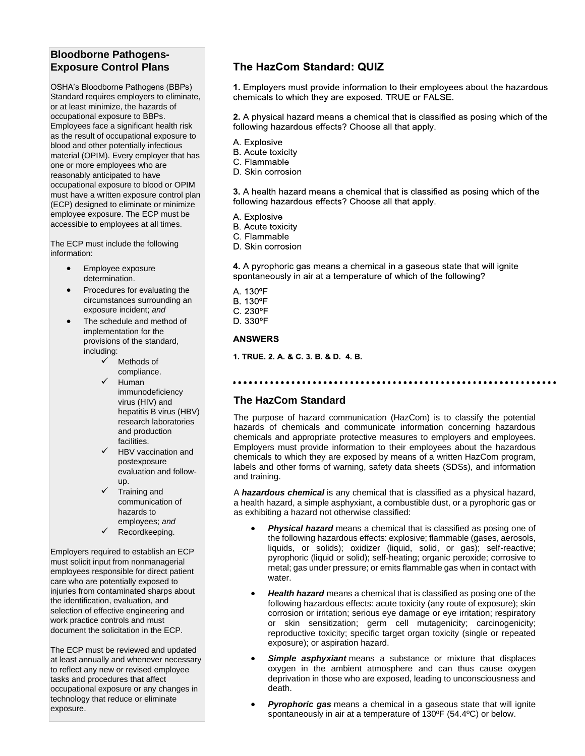## Bloodborne Pathogens-Exposure Control Plans

OSHA's Bloodborne Pathogens (BBPs) Standard requires employers to eliminate, or at least minimize, the hazards of occupational exposure to BBPs. Employees face a significant health risk as the result of occupational exposure to blood and other potentially infectious material (OPIM). Every employer that has one or more employees who are reasonably anticipated to have occupational exposure to blood or OPIM must have a written exposure control plan (ECP) designed to eliminate or minimize employee exposure. The ECP must be accessible to employees at all times.

The ECP must include the following information:

- Employee exposure determination.
- Procedures for evaluating the circumstances surrounding an exposure incident; *and*
- The schedule and method of implementation for the provisions of the standard, including:
  - ✓ Methods of compliance.
  - ✓ Human immunodeficiency virus (HIV) and hepatitis B virus (HBV) research laboratories and production facilities.
  - ✓ HBV vaccination and postexposure evaluation and follow-up.
  - ✓ Training and communication of hazards to employees; *and*
  - ✓ Recordkeeping.

Employers required to establish an ECP must solicit input from nonmanagerial employees responsible for direct patient care who are potentially exposed to injuries from contaminated sharps about the identification, evaluation, and selection of effective engineering and work practice controls and must document the solicitation in the ECP.

The ECP must be reviewed and updated at least annually and whenever necessary to reflect any new or revised employee tasks and procedures that affect occupational exposure or any changes in technology that reduce or eliminate exposure.

## The HazCom Standard: QUIZ

**1.** Employers must provide information to their employees about the hazardous chemicals to which they are exposed. TRUE or FALSE.

**2.** A physical hazard means a chemical that is classified as posing which of the following hazardous effects? Choose all that apply.

A. Explosive
B. Acute toxicity
C. Flammable
D. Skin corrosion

**3.** A health hazard means a chemical that is classified as posing which of the following hazardous effects? Choose all that apply.

A. Explosive
B. Acute toxicity
C. Flammable
D. Skin corrosion

**4.** A pyrophoric gas means a chemical in a gaseous state that will ignite spontaneously in air at a temperature of which of the following?

A. 130ºF
B. 130ºF
C. 230ºF
D. 330ºF

### ANSWERS

**1. TRUE. 2. A. & C. 3. B. & D. 4. B.**

## The HazCom Standard

The purpose of hazard communication (HazCom) is to classify the potential hazards of chemicals and communicate information concerning hazardous chemicals and appropriate protective measures to employers and employees. Employers must provide information to their employees about the hazardous chemicals to which they are exposed by means of a written HazCom program, labels and other forms of warning, safety data sheets (SDSs), and information and training.

A ***hazardous chemical*** is any chemical that is classified as a physical hazard, a health hazard, a simple asphyxiant, a combustible dust, or a pyrophoric gas or as exhibiting a hazard not otherwise classified:

- ***Physical hazard*** means a chemical that is classified as posing one of the following hazardous effects: explosive; flammable (gases, aerosols, liquids, or solids); oxidizer (liquid, solid, or gas); self-reactive; pyrophoric (liquid or solid); self-heating; organic peroxide; corrosive to metal; gas under pressure; or emits flammable gas when in contact with water.
- ***Health hazard*** means a chemical that is classified as posing one of the following hazardous effects: acute toxicity (any route of exposure); skin corrosion or irritation; serious eye damage or eye irritation; respiratory or skin sensitization; germ cell mutagenicity; carcinogenicity; reproductive toxicity; specific target organ toxicity (single or repeated exposure); or aspiration hazard.
- ***Simple asphyxiant*** means a substance or mixture that displaces oxygen in the ambient atmosphere and can thus cause oxygen deprivation in those who are exposed, leading to unconsciousness and death.
- ***Pyrophoric gas*** means a chemical in a gaseous state that will ignite spontaneously in air at a temperature of 130ºF (54.4ºC) or below.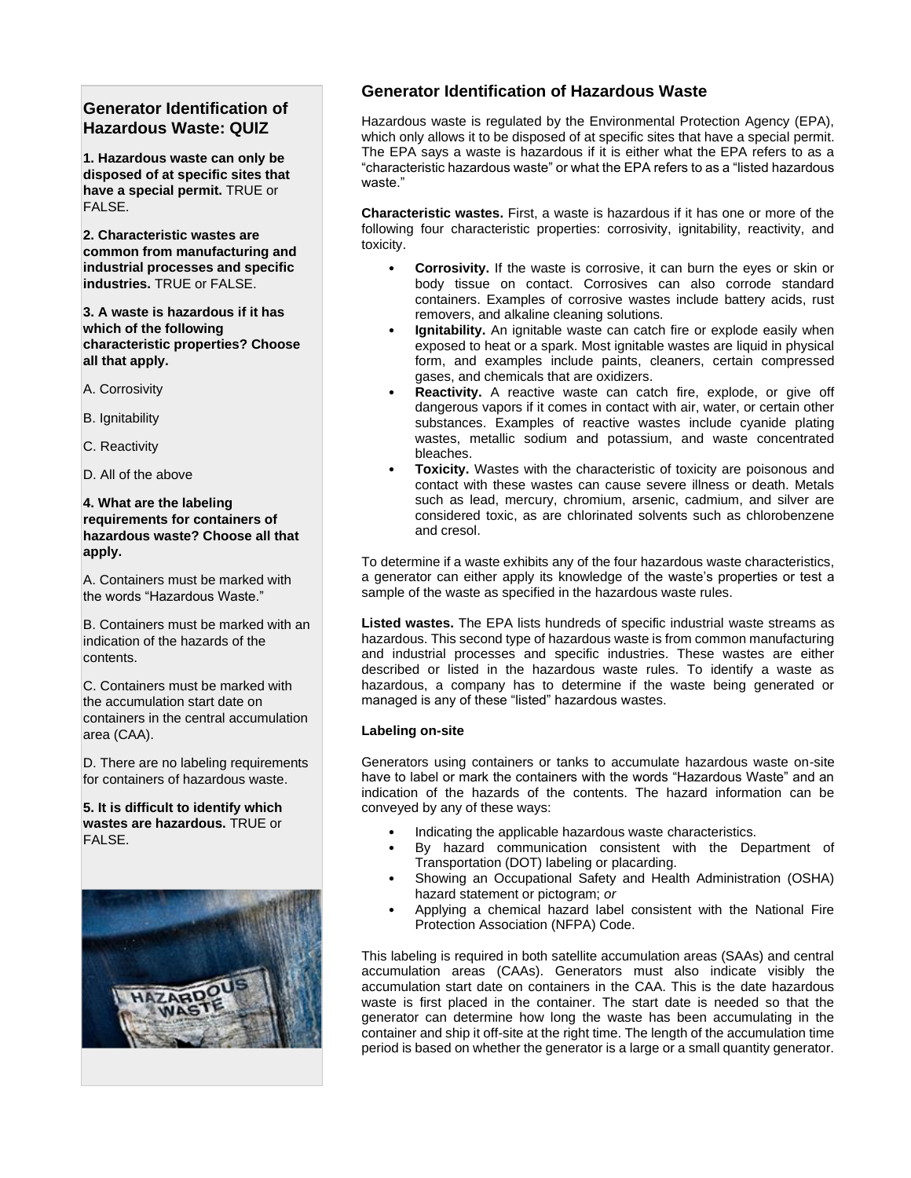## Generator Identification of Hazardous Waste: QUIZ

**1. Hazardous waste can only be disposed of at specific sites that have a special permit.** TRUE or FALSE.

**2. Characteristic wastes are common from manufacturing and industrial processes and specific industries.** TRUE or FALSE.

**3. A waste is hazardous if it has which of the following characteristic properties? Choose all that apply.**

A. Corrosivity

B. Ignitability

C. Reactivity

D. All of the above

**4. What are the labeling requirements for containers of hazardous waste? Choose all that apply.**

A. Containers must be marked with the words “Hazardous Waste.”

B. Containers must be marked with an indication of the hazards of the contents.

C. Containers must be marked with the accumulation start date on containers in the central accumulation area (CAA).

D. There are no labeling requirements for containers of hazardous waste.

**5. It is difficult to identify which wastes are hazardous.** TRUE or FALSE.

## Generator Identification of Hazardous Waste

Hazardous waste is regulated by the Environmental Protection Agency (EPA), which only allows it to be disposed of at specific sites that have a special permit. The EPA says a waste is hazardous if it is either what the EPA refers to as a “characteristic hazardous waste” or what the EPA refers to as a “listed hazardous waste.”

**Characteristic wastes.** First, a waste is hazardous if it has one or more of the following four characteristic properties: corrosivity, ignitability, reactivity, and toxicity.

- **Corrosivity.** If the waste is corrosive, it can burn the eyes or skin or body tissue on contact. Corrosives can also corrode standard containers. Examples of corrosive wastes include battery acids, rust removers, and alkaline cleaning solutions.
- **Ignitability.** An ignitable waste can catch fire or explode easily when exposed to heat or a spark. Most ignitable wastes are liquid in physical form, and examples include paints, cleaners, certain compressed gases, and chemicals that are oxidizers.
- **Reactivity.** A reactive waste can catch fire, explode, or give off dangerous vapors if it comes in contact with air, water, or certain other substances. Examples of reactive wastes include cyanide plating wastes, metallic sodium and potassium, and waste concentrated bleaches.
- **Toxicity.** Wastes with the characteristic of toxicity are poisonous and contact with these wastes can cause severe illness or death. Metals such as lead, mercury, chromium, arsenic, cadmium, and silver are considered toxic, as are chlorinated solvents such as chlorobenzene and cresol.

To determine if a waste exhibits any of the four hazardous waste characteristics, a generator can either apply its knowledge of the waste’s properties or test a sample of the waste as specified in the hazardous waste rules.

**Listed wastes.** The EPA lists hundreds of specific industrial waste streams as hazardous. This second type of hazardous waste is from common manufacturing and industrial processes and specific industries. These wastes are either described or listed in the hazardous waste rules. To identify a waste as hazardous, a company has to determine if the waste being generated or managed is any of these “listed” hazardous wastes.

#### Labeling on-site

Generators using containers or tanks to accumulate hazardous waste on-site have to label or mark the containers with the words “Hazardous Waste” and an indication of the hazards of the contents. The hazard information can be conveyed by any of these ways:

- Indicating the applicable hazardous waste characteristics.
- By hazard communication consistent with the Department of Transportation (DOT) labeling or placarding.
- Showing an Occupational Safety and Health Administration (OSHA) hazard statement or pictogram; *or*
- Applying a chemical hazard label consistent with the National Fire Protection Association (NFPA) Code.

This labeling is required in both satellite accumulation areas (SAAs) and central accumulation areas (CAAs). Generators must also indicate visibly the accumulation start date on containers in the CAA. This is the date hazardous waste is first placed in the container. The start date is needed so that the generator can determine how long the waste has been accumulating in the container and ship it off-site at the right time. The length of the accumulation time period is based on whether the generator is a large or a small quantity generator.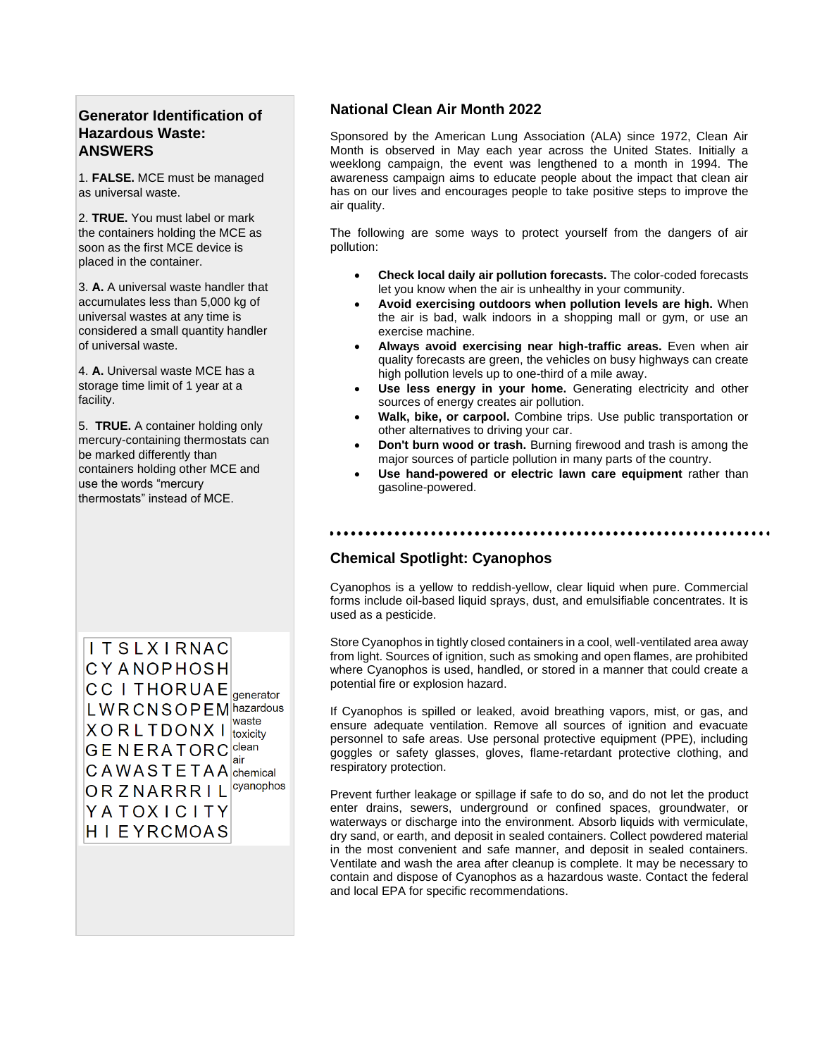## Generator Identification of Hazardous Waste: ANSWERS

1. **FALSE.** MCE must be managed as universal waste.

2. **TRUE.** You must label or mark the containers holding the MCE as soon as the first MCE device is placed in the container.

3. **A.** A universal waste handler that accumulates less than 5,000 kg of universal wastes at any time is considered a small quantity handler of universal waste.

4. **A.** Universal waste MCE has a storage time limit of 1 year at a facility.

5. **TRUE.** A container holding only mercury-containing thermostats can be marked differently than containers holding other MCE and use the words "mercury thermostats" instead of MCE.

```
I T S L X I R N A C
C Y A N O P H O S H
C C I T H O R U A E
L W R C N S O P E M
X O R L T D O N X I
G E N E R A T O R C
C A W A S T E T A A
O R Z N A R R R I L
Y A T O X I C I T Y
H I E Y R C M O A S
```

generator
hazardous
waste
toxicity
clean
air
chemical
cyanophos

## National Clean Air Month 2022

Sponsored by the American Lung Association (ALA) since 1972, Clean Air Month is observed in May each year across the United States. Initially a weeklong campaign, the event was lengthened to a month in 1994. The awareness campaign aims to educate people about the impact that clean air has on our lives and encourages people to take positive steps to improve the air quality.

The following are some ways to protect yourself from the dangers of air pollution:

- **Check local daily air pollution forecasts.** The color-coded forecasts let you know when the air is unhealthy in your community.
- **Avoid exercising outdoors when pollution levels are high.** When the air is bad, walk indoors in a shopping mall or gym, or use an exercise machine.
- **Always avoid exercising near high-traffic areas.** Even when air quality forecasts are green, the vehicles on busy highways can create high pollution levels up to one-third of a mile away.
- **Use less energy in your home.** Generating electricity and other sources of energy creates air pollution.
- **Walk, bike, or carpool.** Combine trips. Use public transportation or other alternatives to driving your car.
- **Don't burn wood or trash.** Burning firewood and trash is among the major sources of particle pollution in many parts of the country.
- **Use hand-powered or electric lawn care equipment** rather than gasoline-powered.

## Chemical Spotlight: Cyanophos

Cyanophos is a yellow to reddish-yellow, clear liquid when pure. Commercial forms include oil-based liquid sprays, dust, and emulsifiable concentrates. It is used as a pesticide.

Store Cyanophos in tightly closed containers in a cool, well-ventilated area away from light. Sources of ignition, such as smoking and open flames, are prohibited where Cyanophos is used, handled, or stored in a manner that could create a potential fire or explosion hazard.

If Cyanophos is spilled or leaked, avoid breathing vapors, mist, or gas, and ensure adequate ventilation. Remove all sources of ignition and evacuate personnel to safe areas. Use personal protective equipment (PPE), including goggles or safety glasses, gloves, flame-retardant protective clothing, and respiratory protection.

Prevent further leakage or spillage if safe to do so, and do not let the product enter drains, sewers, underground or confined spaces, groundwater, or waterways or discharge into the environment. Absorb liquids with vermiculate, dry sand, or earth, and deposit in sealed containers. Collect powdered material in the most convenient and safe manner, and deposit in sealed containers. Ventilate and wash the area after cleanup is complete. It may be necessary to contain and dispose of Cyanophos as a hazardous waste. Contact the federal and local EPA for specific recommendations.